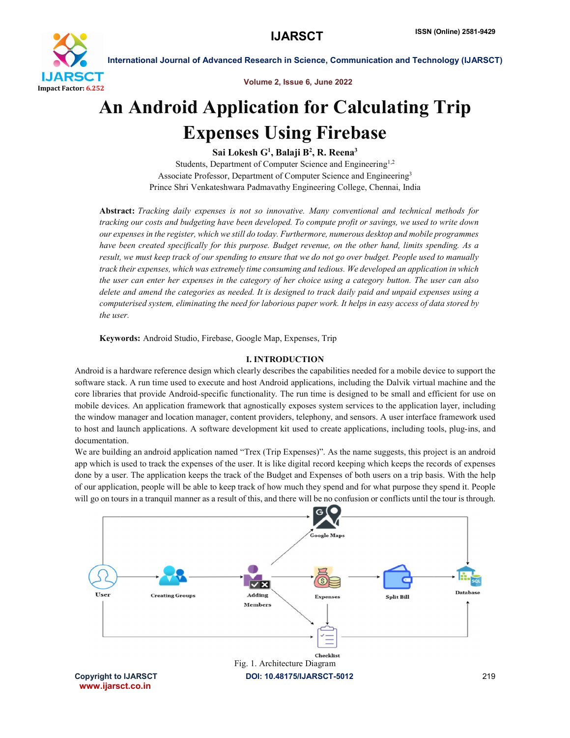# An Android Application for Calculating Trip Expenses Using Firebase

**Sai Lokesh G[1], Balaji B[2], R. Reena[3]**

Students, Department of Computer Science and Engineering[1,2]

Associate Professor, Department of Computer Science and Engineering[3]

Prince Shri Venkateshwara Padmavathy Engineering College, Chennai, India

**Abstract:** *Tracking daily expenses is not so innovative. Many conventional and technical methods for tracking our costs and budgeting have been developed. To compute profit or savings, we used to write down our expenses in the register, which we still do today. Furthermore, numerous desktop and mobile programmes have been created specifically for this purpose. Budget revenue, on the other hand, limits spending. As a result, we must keep track of our spending to ensure that we do not go over budget. People used to manually track their expenses, which was extremely time consuming and tedious. We developed an application in which the user can enter her expenses in the category of her choice using a category button. The user can also delete and amend the categories as needed. It is designed to track daily paid and unpaid expenses using a computerised system, eliminating the need for laborious paper work. It helps in easy access of data stored by the user.*

**Keywords:** Android Studio, Firebase, Google Map, Expenses, Trip

## I. INTRODUCTION

Android is a hardware reference design which clearly describes the capabilities needed for a mobile device to support the software stack. A run time used to execute and host Android applications, including the Dalvik virtual machine and the core libraries that provide Android-specific functionality. The run time is designed to be small and efficient for use on mobile devices. An application framework that agnostically exposes system services to the application layer, including the window manager and location manager, content providers, telephony, and sensors. A user interface framework used to host and launch applications. A software development kit used to create applications, including tools, plug-ins, and documentation.

We are building an android application named "Trex (Trip Expenses)". As the name suggests, this project is an android app which is used to track the expenses of the user. It is like digital record keeping which keeps the records of expenses done by a user. The application keeps the track of the Budget and Expenses of both users on a trip basis. With the help of our application, people will be able to keep track of how much they spend and for what purpose they spend it. People will go on tours in a tranquil manner as a result of this, and there will be no confusion or conflicts until the tour is through.

Fig. 1. Architecture Diagram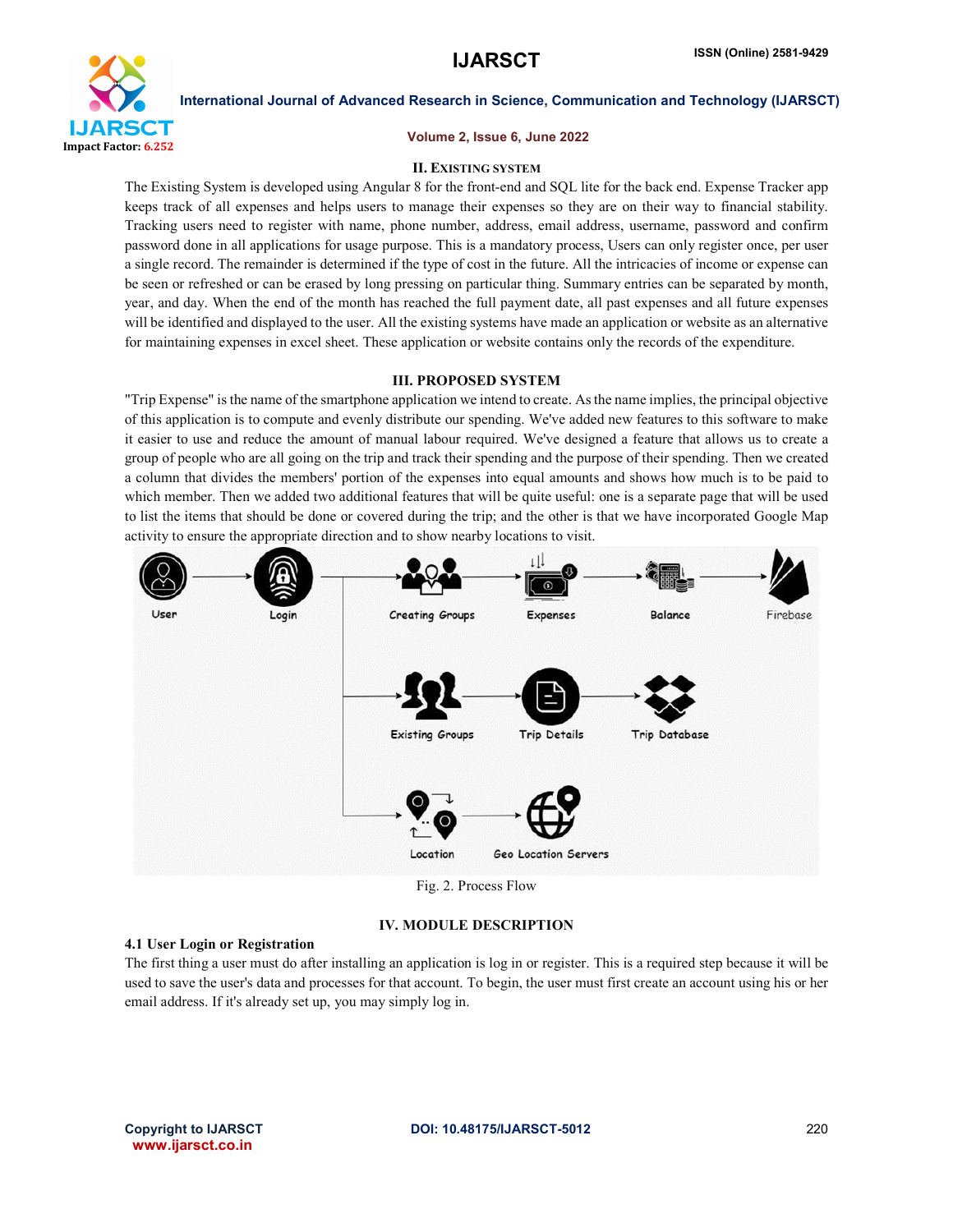## II. EXISTING SYSTEM

The Existing System is developed using Angular 8 for the front-end and SQL lite for the back end. Expense Tracker app keeps track of all expenses and helps users to manage their expenses so they are on their way to financial stability. Tracking users need to register with name, phone number, address, email address, username, password and confirm password done in all applications for usage purpose. This is a mandatory process, Users can only register once, per user a single record. The remainder is determined if the type of cost in the future. All the intricacies of income or expense can be seen or refreshed or can be erased by long pressing on particular thing. Summary entries can be separated by month, year, and day. When the end of the month has reached the full payment date, all past expenses and all future expenses will be identified and displayed to the user. All the existing systems have made an application or website as an alternative for maintaining expenses in excel sheet. These application or website contains only the records of the expenditure.

## III. PROPOSED SYSTEM

"Trip Expense" is the name of the smartphone application we intend to create. As the name implies, the principal objective of this application is to compute and evenly distribute our spending. We've added new features to this software to make it easier to use and reduce the amount of manual labour required. We've designed a feature that allows us to create a group of people who are all going on the trip and track their spending and the purpose of their spending. Then we created a column that divides the members' portion of the expenses into equal amounts and shows how much is to be paid to which member. Then we added two additional features that will be quite useful: one is a separate page that will be used to list the items that should be done or covered during the trip; and the other is that we have incorporated Google Map activity to ensure the appropriate direction and to show nearby locations to visit.

Fig. 2. Process Flow

## IV. MODULE DESCRIPTION

### 4.1 User Login or Registration

The first thing a user must do after installing an application is log in or register. This is a required step because it will be used to save the user's data and processes for that account. To begin, the user must first create an account using his or her email address. If it's already set up, you may simply log in.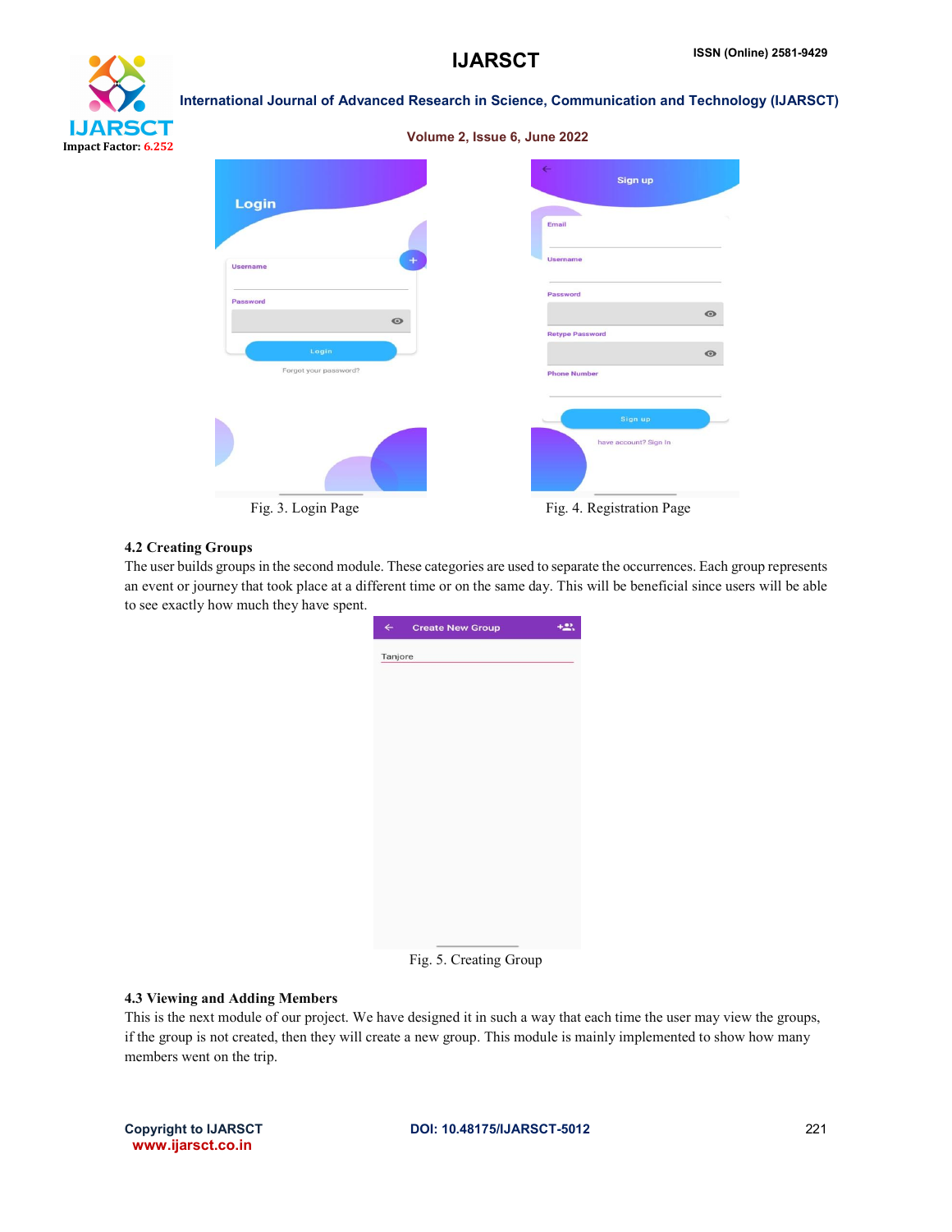Fig. 3. Login Page

Fig. 4. Registration Page

### 4.2 Creating Groups

The user builds groups in the second module. These categories are used to separate the occurrences. Each group represents an event or journey that took place at a different time or on the same day. This will be beneficial since users will be able to see exactly how much they have spent.

Fig. 5. Creating Group

### 4.3 Viewing and Adding Members

This is the next module of our project. We have designed it in such a way that each time the user may view the groups, if the group is not created, then they will create a new group. This module is mainly implemented to show how many members went on the trip.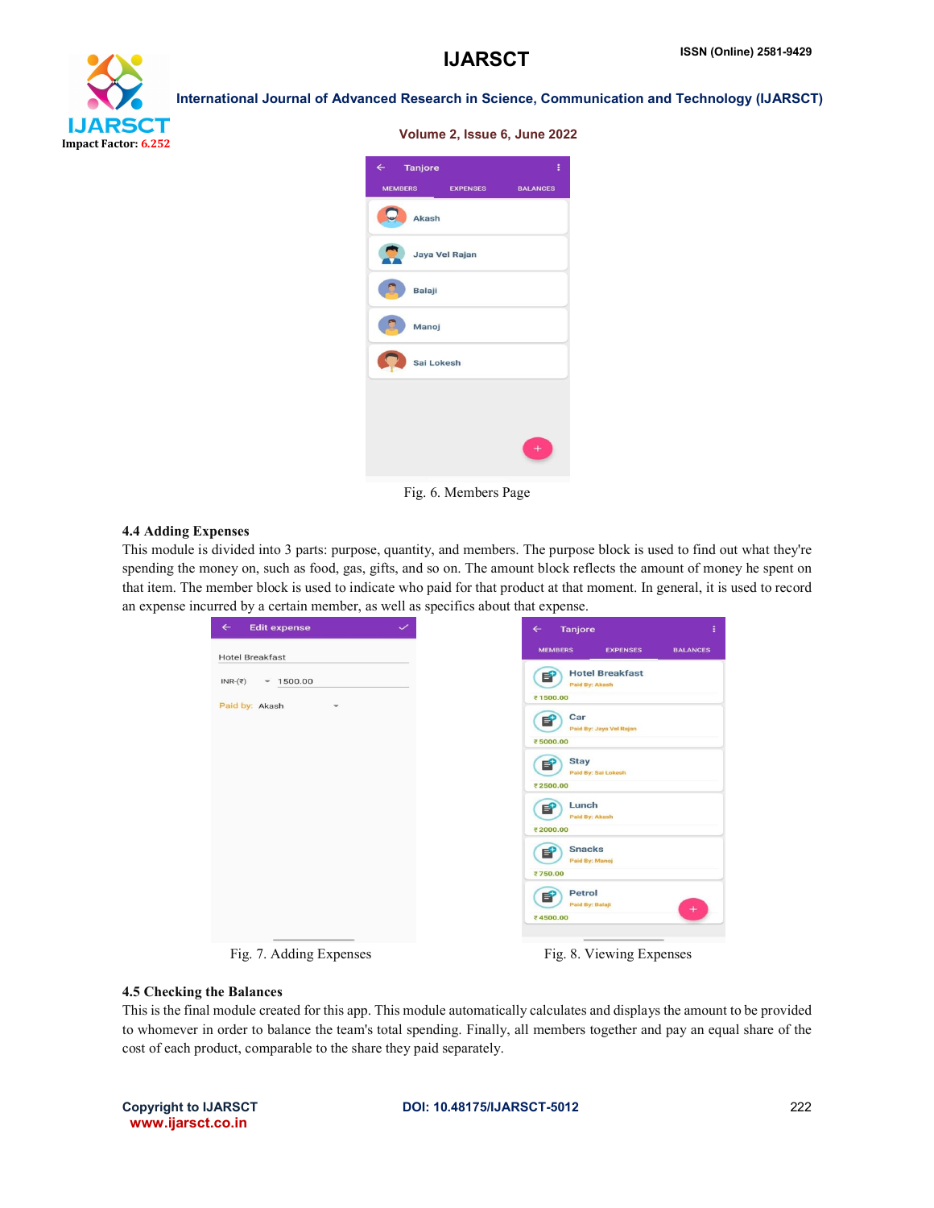Fig. 6. Members Page

### 4.4 Adding Expenses

This module is divided into 3 parts: purpose, quantity, and members. The purpose block is used to find out what they're spending the money on, such as food, gas, gifts, and so on. The amount block reflects the amount of money he spent on that item. The member block is used to indicate who paid for that product at that moment. In general, it is used to record an expense incurred by a certain member, as well as specifics about that expense.

Fig. 7. Adding Expenses

Fig. 8. Viewing Expenses

### 4.5 Checking the Balances

This is the final module created for this app. This module automatically calculates and displays the amount to be provided to whomever in order to balance the team's total spending. Finally, all members together and pay an equal share of the cost of each product, comparable to the share they paid separately.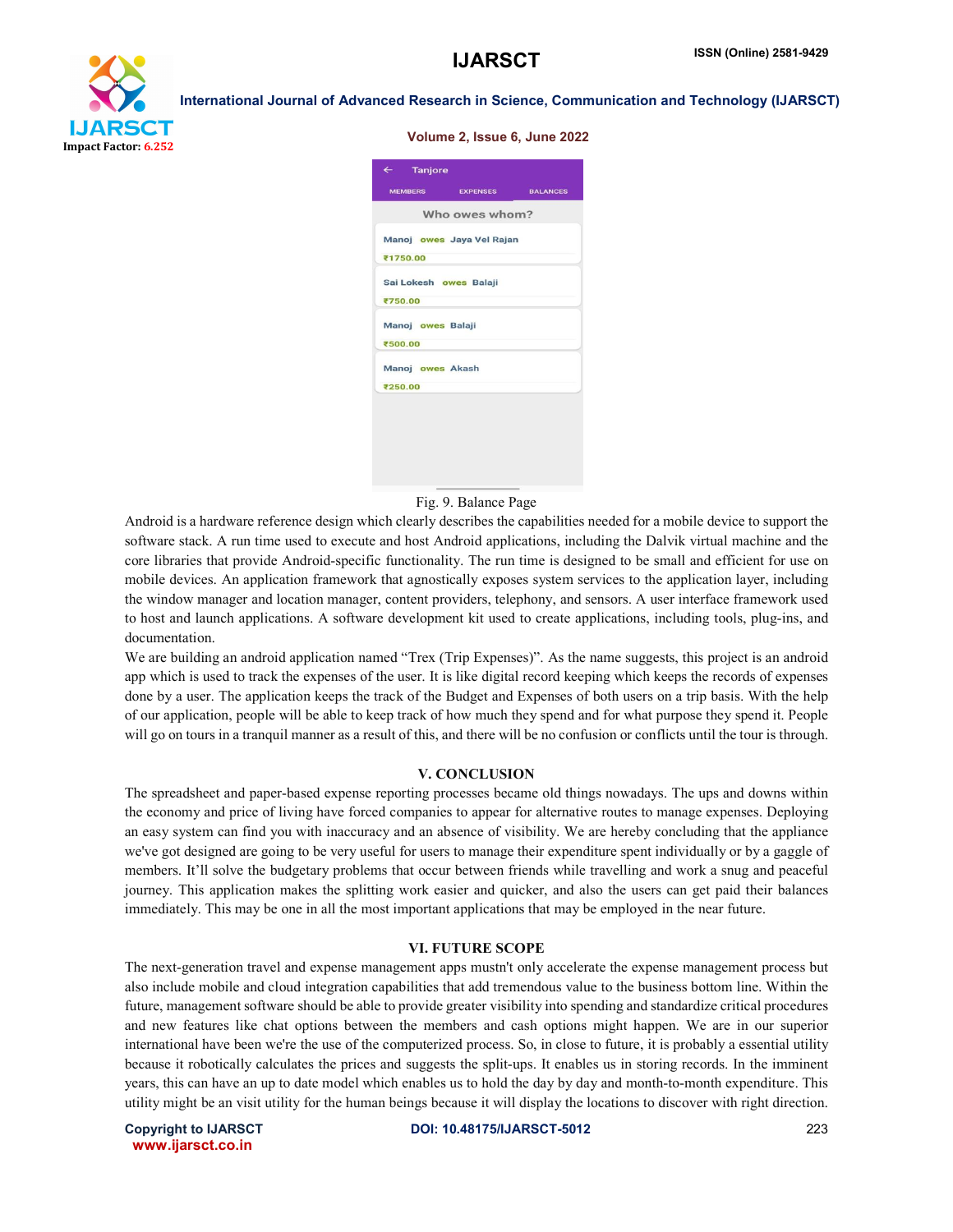Fig. 9. Balance Page

Android is a hardware reference design which clearly describes the capabilities needed for a mobile device to support the software stack. A run time used to execute and host Android applications, including the Dalvik virtual machine and the core libraries that provide Android-specific functionality. The run time is designed to be small and efficient for use on mobile devices. An application framework that agnostically exposes system services to the application layer, including the window manager and location manager, content providers, telephony, and sensors. A user interface framework used to host and launch applications. A software development kit used to create applications, including tools, plug-ins, and documentation.

We are building an android application named "Trex (Trip Expenses)". As the name suggests, this project is an android app which is used to track the expenses of the user. It is like digital record keeping which keeps the records of expenses done by a user. The application keeps the track of the Budget and Expenses of both users on a trip basis. With the help of our application, people will be able to keep track of how much they spend and for what purpose they spend it. People will go on tours in a tranquil manner as a result of this, and there will be no confusion or conflicts until the tour is through.

## V. CONCLUSION

The spreadsheet and paper-based expense reporting processes became old things nowadays. The ups and downs within the economy and price of living have forced companies to appear for alternative routes to manage expenses. Deploying an easy system can find you with inaccuracy and an absence of visibility. We are hereby concluding that the appliance we've got designed are going to be very useful for users to manage their expenditure spent individually or by a gaggle of members. It'll solve the budgetary problems that occur between friends while travelling and work a snug and peaceful journey. This application makes the splitting work easier and quicker, and also the users can get paid their balances immediately. This may be one in all the most important applications that may be employed in the near future.

## VI. FUTURE SCOPE

The next-generation travel and expense management apps mustn't only accelerate the expense management process but also include mobile and cloud integration capabilities that add tremendous value to the business bottom line. Within the future, management software should be able to provide greater visibility into spending and standardize critical procedures and new features like chat options between the members and cash options might happen. We are in our superior international have been we're the use of the computerized process. So, in close to future, it is probably a essential utility because it robotically calculates the prices and suggests the split-ups. It enables us in storing records. In the imminent years, this can have an up to date model which enables us to hold the day by day and month-to-month expenditure. This utility might be an visit utility for the human beings because it will display the locations to discover with right direction.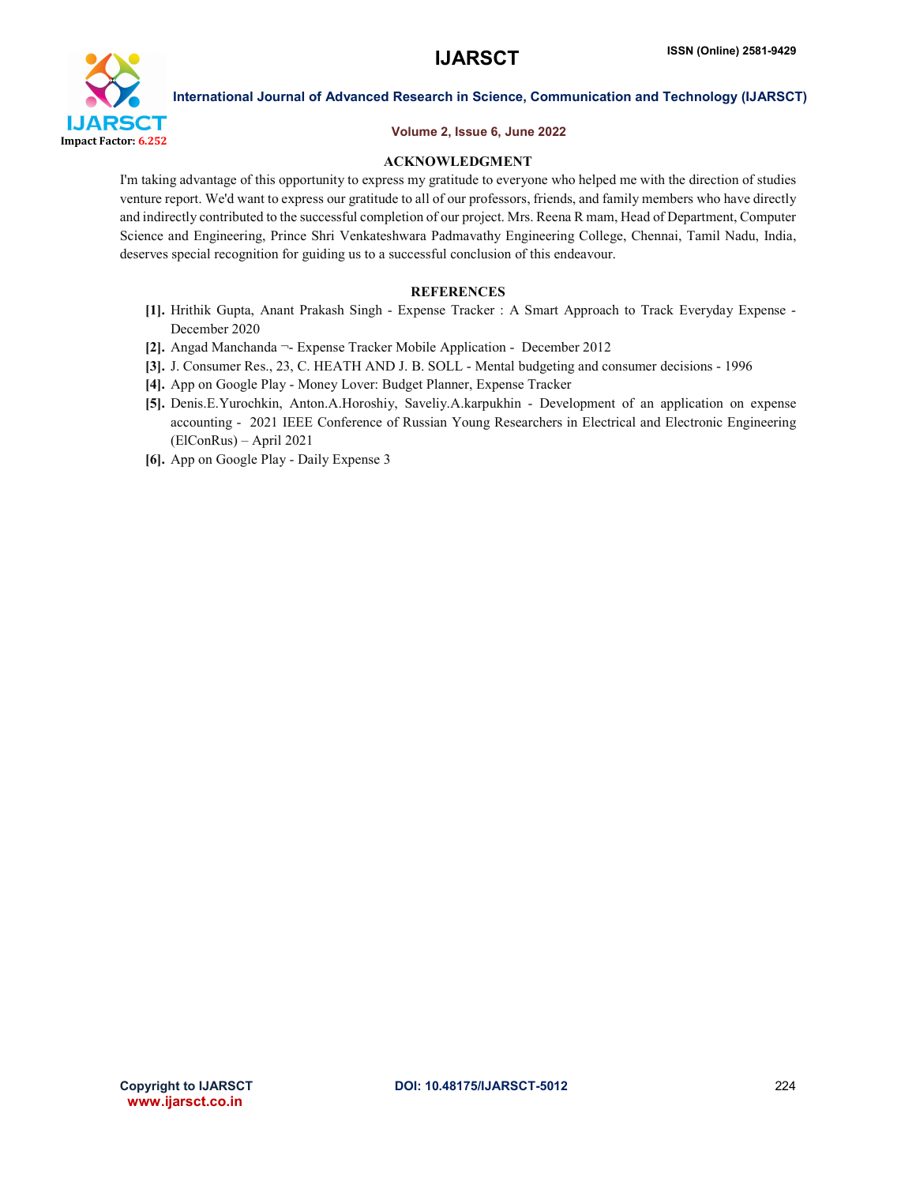## ACKNOWLEDGMENT

I'm taking advantage of this opportunity to express my gratitude to everyone who helped me with the direction of studies venture report. We'd want to express our gratitude to all of our professors, friends, and family members who have directly and indirectly contributed to the successful completion of our project. Mrs. Reena R mam, Head of Department, Computer Science and Engineering, Prince Shri Venkateshwara Padmavathy Engineering College, Chennai, Tamil Nadu, India, deserves special recognition for guiding us to a successful conclusion of this endeavour.

## REFERENCES

**[1].** Hrithik Gupta, Anant Prakash Singh - Expense Tracker : A Smart Approach to Track Everyday Expense - December 2020

**[2].** Angad Manchanda ¬- Expense Tracker Mobile Application - December 2012

**[3].** J. Consumer Res., 23, C. HEATH AND J. B. SOLL - Mental budgeting and consumer decisions - 1996

**[4].** App on Google Play - Money Lover: Budget Planner, Expense Tracker

**[5].** Denis.E.Yurochkin, Anton.A.Horoshiy, Saveliy.A.karpukhin - Development of an application on expense accounting - 2021 IEEE Conference of Russian Young Researchers in Electrical and Electronic Engineering (ElConRus) – April 2021

**[6].** App on Google Play - Daily Expense 3